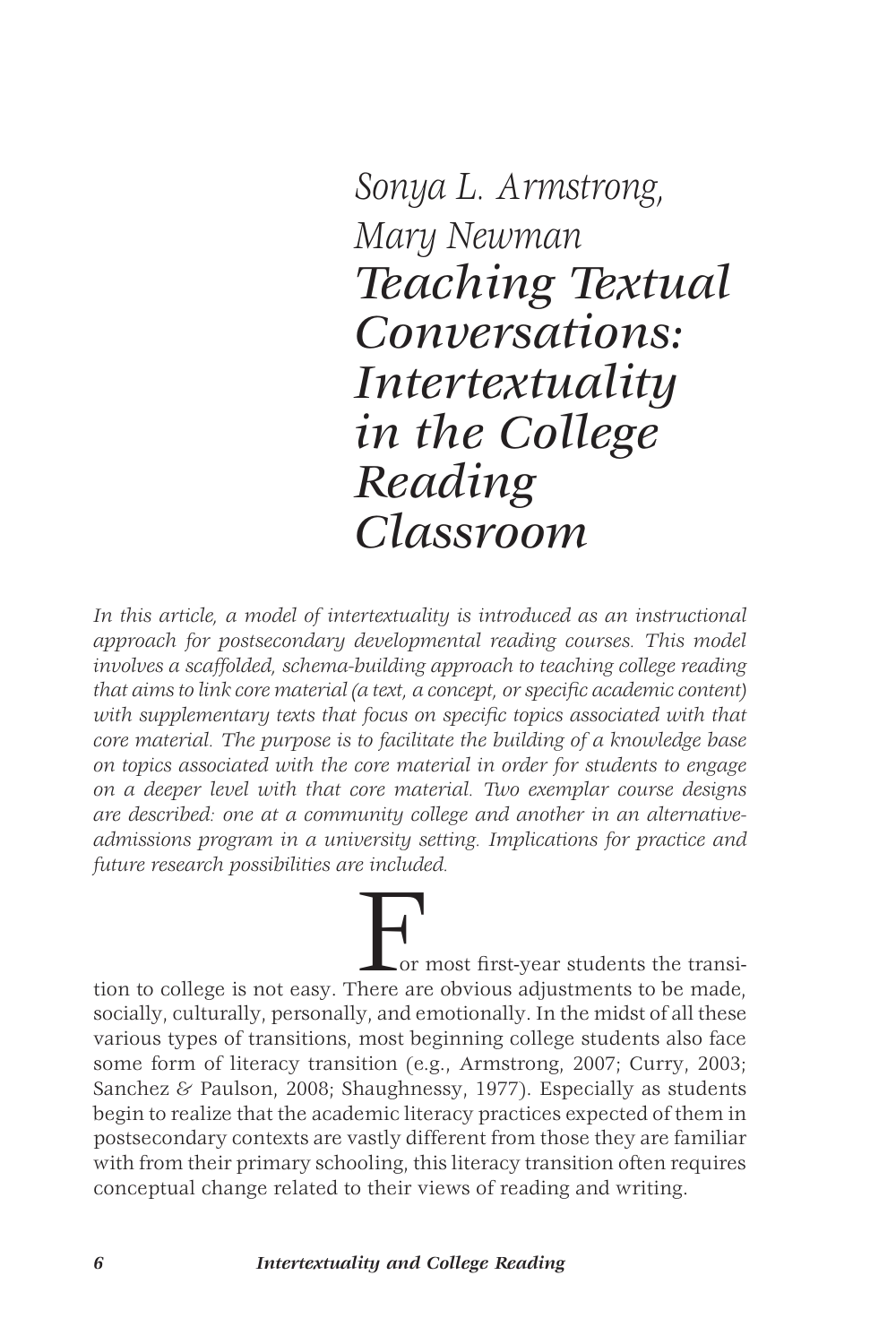*Sonya L. Armstrong, Mary Newman*

# *Teaching Textual Conversations: Intertextuality in the College Reading Classroom*

*In this article, a model of intertextuality is introduced as an instructional approach for postsecondary developmental reading courses. This model involves a scaffolded, schema-building approach to teaching college reading that aims to link core material (a text, a concept, or specific academic content) with supplementary texts that focus on specific topics associated with that core material. The purpose is to facilitate the building of a knowledge base on topics associated with the core material in order for students to engage on a deeper level with that core material. Two exemplar course designs are described: one at a community college and another in an alternative-admissions program in a university setting. Implications for practice and future research possibilities are included.*

For most first-year students the transition to college is not easy. There are obvious adjustments to be made, socially, culturally, personally, and emotionally. In the midst of all these various types of transitions, most beginning college students also face some form of literacy transition (e.g., Armstrong, 2007; Curry, 2003; Sanchez & Paulson, 2008; Shaughnessy, 1977). Especially as students begin to realize that the academic literacy practices expected of them in postsecondary contexts are vastly different from those they are familiar with from their primary schooling, this literacy transition often requires conceptual change related to their views of reading and writing.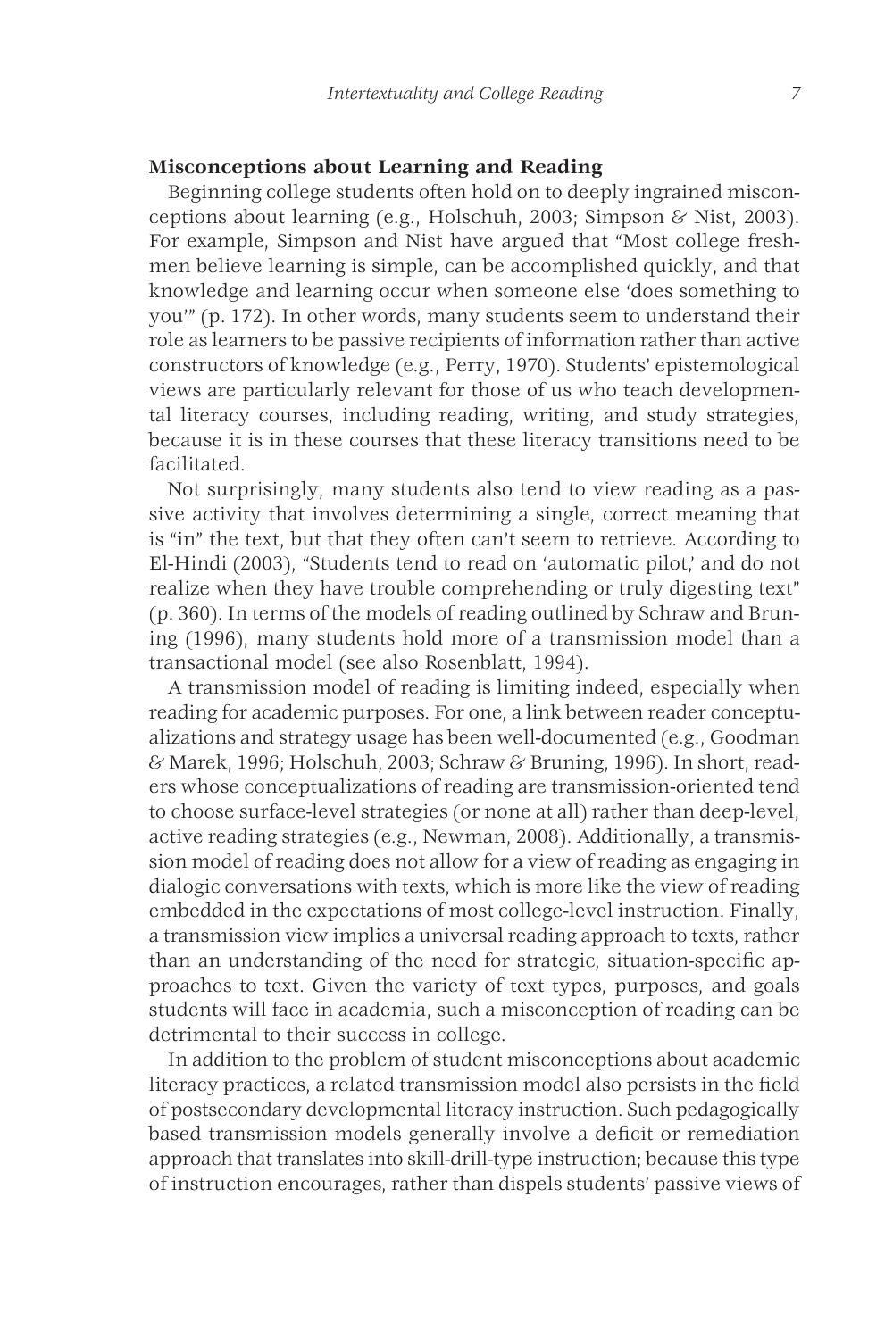### Misconceptions about Learning and Reading

Beginning college students often hold on to deeply ingrained misconceptions about learning (e.g., Holschuh, 2003; Simpson & Nist, 2003). For example, Simpson and Nist have argued that "Most college freshmen believe learning is simple, can be accomplished quickly, and that knowledge and learning occur when someone else 'does something to you'" (p. 172). In other words, many students seem to understand their role as learners to be passive recipients of information rather than active constructors of knowledge (e.g., Perry, 1970). Students' epistemological views are particularly relevant for those of us who teach developmental literacy courses, including reading, writing, and study strategies, because it is in these courses that these literacy transitions need to be facilitated.

Not surprisingly, many students also tend to view reading as a passive activity that involves determining a single, correct meaning that is "in" the text, but that they often can't seem to retrieve. According to El-Hindi (2003), "Students tend to read on 'automatic pilot,' and do not realize when they have trouble comprehending or truly digesting text" (p. 360). In terms of the models of reading outlined by Schraw and Bruning (1996), many students hold more of a transmission model than a transactional model (see also Rosenblatt, 1994).

A transmission model of reading is limiting indeed, especially when reading for academic purposes. For one, a link between reader conceptualizations and strategy usage has been well-documented (e.g., Goodman & Marek, 1996; Holschuh, 2003; Schraw & Bruning, 1996). In short, readers whose conceptualizations of reading are transmission-oriented tend to choose surface-level strategies (or none at all) rather than deep-level, active reading strategies (e.g., Newman, 2008). Additionally, a transmission model of reading does not allow for a view of reading as engaging in dialogic conversations with texts, which is more like the view of reading embedded in the expectations of most college-level instruction. Finally, a transmission view implies a universal reading approach to texts, rather than an understanding of the need for strategic, situation-specific approaches to text. Given the variety of text types, purposes, and goals students will face in academia, such a misconception of reading can be detrimental to their success in college.

In addition to the problem of student misconceptions about academic literacy practices, a related transmission model also persists in the field of postsecondary developmental literacy instruction. Such pedagogically based transmission models generally involve a deficit or remediation approach that translates into skill-drill-type instruction; because this type of instruction encourages, rather than dispels students' passive views of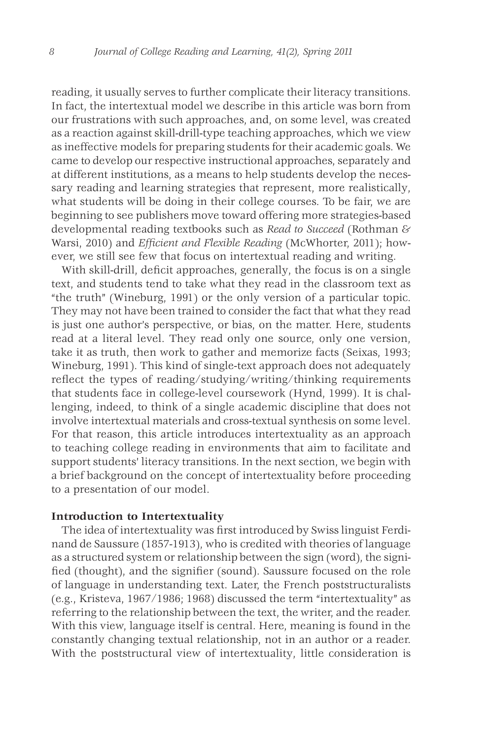reading, it usually serves to further complicate their literacy transitions. In fact, the intertextual model we describe in this article was born from our frustrations with such approaches, and, on some level, was created as a reaction against skill-drill-type teaching approaches, which we view as ineffective models for preparing students for their academic goals. We came to develop our respective instructional approaches, separately and at different institutions, as a means to help students develop the necessary reading and learning strategies that represent, more realistically, what students will be doing in their college courses. To be fair, we are beginning to see publishers move toward offering more strategies-based developmental reading textbooks such as *Read to Succeed* (Rothman & Warsi, 2010) and *Efficient and Flexible Reading* (McWhorter, 2011); however, we still see few that focus on intertextual reading and writing.

With skill-drill, deficit approaches, generally, the focus is on a single text, and students tend to take what they read in the classroom text as "the truth" (Wineburg, 1991) or the only version of a particular topic. They may not have been trained to consider the fact that what they read is just one author's perspective, or bias, on the matter. Here, students read at a literal level. They read only one source, only one version, take it as truth, then work to gather and memorize facts (Seixas, 1993; Wineburg, 1991). This kind of single-text approach does not adequately reflect the types of reading/studying/writing/thinking requirements that students face in college-level coursework (Hynd, 1999). It is challenging, indeed, to think of a single academic discipline that does not involve intertextual materials and cross-textual synthesis on some level. For that reason, this article introduces intertextuality as an approach to teaching college reading in environments that aim to facilitate and support students' literacy transitions. In the next section, we begin with a brief background on the concept of intertextuality before proceeding to a presentation of our model.

### Introduction to Intertextuality

The idea of intertextuality was first introduced by Swiss linguist Ferdinand de Saussure (1857-1913), who is credited with theories of language as a structured system or relationship between the sign (word), the signified (thought), and the signifier (sound). Saussure focused on the role of language in understanding text. Later, the French poststructuralists (e.g., Kristeva, 1967/1986; 1968) discussed the term "intertextuality" as referring to the relationship between the text, the writer, and the reader. With this view, language itself is central. Here, meaning is found in the constantly changing textual relationship, not in an author or a reader. With the poststructural view of intertextuality, little consideration is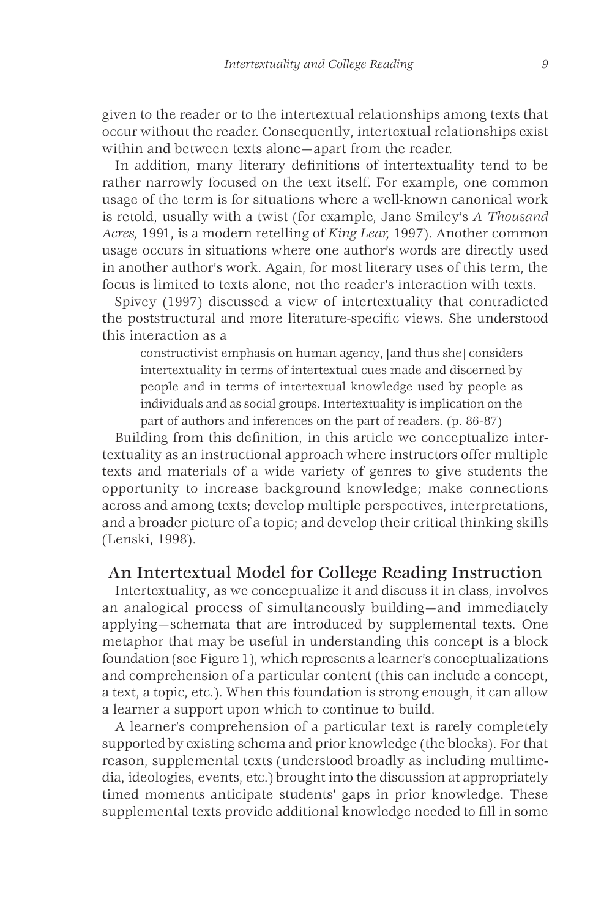given to the reader or to the intertextual relationships among texts that occur without the reader. Consequently, intertextual relationships exist within and between texts alone—apart from the reader.

In addition, many literary definitions of intertextuality tend to be rather narrowly focused on the text itself. For example, one common usage of the term is for situations where a well-known canonical work is retold, usually with a twist (for example, Jane Smiley's *A Thousand Acres,* 1991, is a modern retelling of *King Lear,* 1997). Another common usage occurs in situations where one author's words are directly used in another author's work. Again, for most literary uses of this term, the focus is limited to texts alone, not the reader's interaction with texts.

Spivey (1997) discussed a view of intertextuality that contradicted the poststructural and more literature-specific views. She understood this interaction as a

> constructivist emphasis on human agency, [and thus she] considers intertextuality in terms of intertextual cues made and discerned by people and in terms of intertextual knowledge used by people as individuals and as social groups. Intertextuality is implication on the part of authors and inferences on the part of readers. (p. 86-87)

Building from this definition, in this article we conceptualize intertextuality as an instructional approach where instructors offer multiple texts and materials of a wide variety of genres to give students the opportunity to increase background knowledge; make connections across and among texts; develop multiple perspectives, interpretations, and a broader picture of a topic; and develop their critical thinking skills (Lenski, 1998).

## An Intertextual Model for College Reading Instruction

Intertextuality, as we conceptualize it and discuss it in class, involves an analogical process of simultaneously building—and immediately applying—schemata that are introduced by supplemental texts. One metaphor that may be useful in understanding this concept is a block foundation (see Figure 1), which represents a learner's conceptualizations and comprehension of a particular content (this can include a concept, a text, a topic, etc.). When this foundation is strong enough, it can allow a learner a support upon which to continue to build.

A learner's comprehension of a particular text is rarely completely supported by existing schema and prior knowledge (the blocks). For that reason, supplemental texts (understood broadly as including multimedia, ideologies, events, etc.) brought into the discussion at appropriately timed moments anticipate students' gaps in prior knowledge. These supplemental texts provide additional knowledge needed to fill in some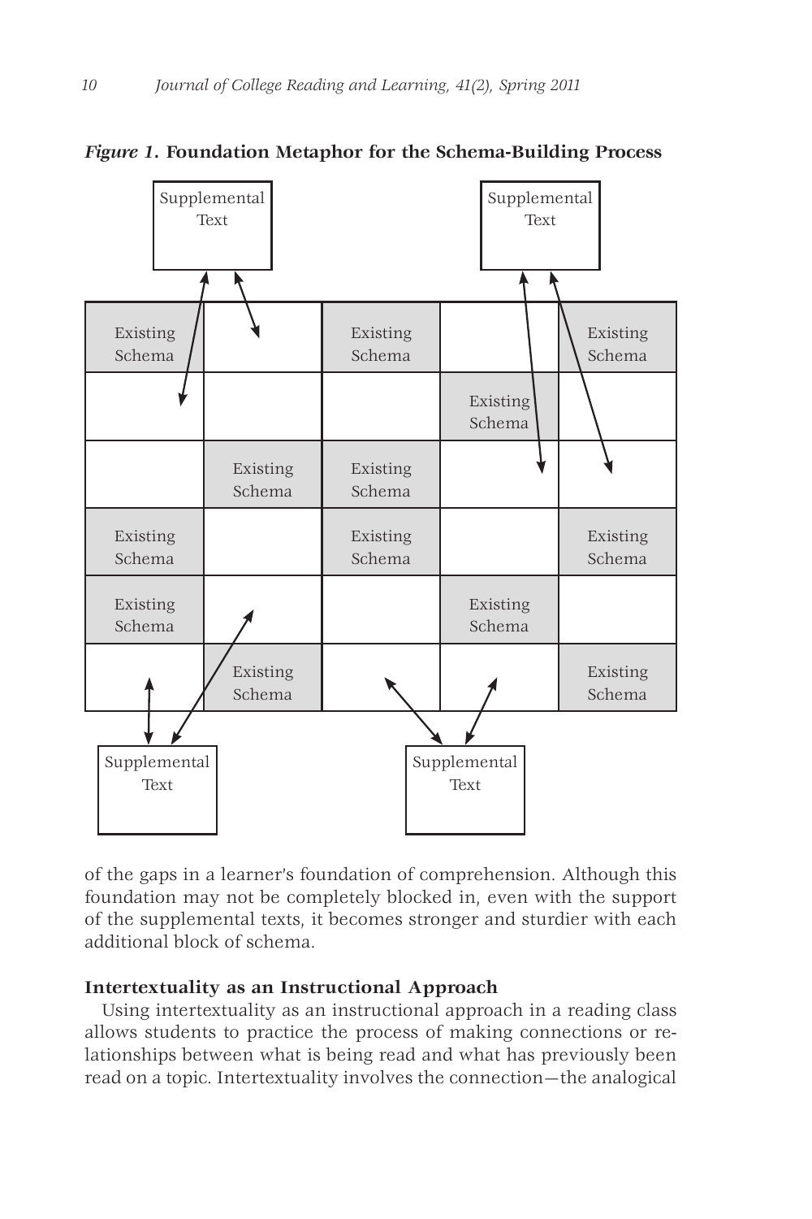*Figure 1*. **Foundation Metaphor for the Schema-Building Process**

| Existing Schema | | Existing Schema | | Existing Schema |
|---|---|---|---|---|
| | | | Existing Schema | |
| | Existing Schema | Existing Schema | | |
| Existing Schema | | Existing Schema | | Existing Schema |
| Existing Schema | | | Existing Schema | |
| | Existing Schema | | | Existing Schema |

Supplemental Text

Supplemental Text

Supplemental Text

Supplemental Text

of the gaps in a learner's foundation of comprehension. Although this foundation may not be completely blocked in, even with the support of the supplemental texts, it becomes stronger and sturdier with each additional block of schema.

### Intertextuality as an Instructional Approach

Using intertextuality as an instructional approach in a reading class allows students to practice the process of making connections or relationships between what is being read and what has previously been read on a topic. Intertextuality involves the connection—the analogical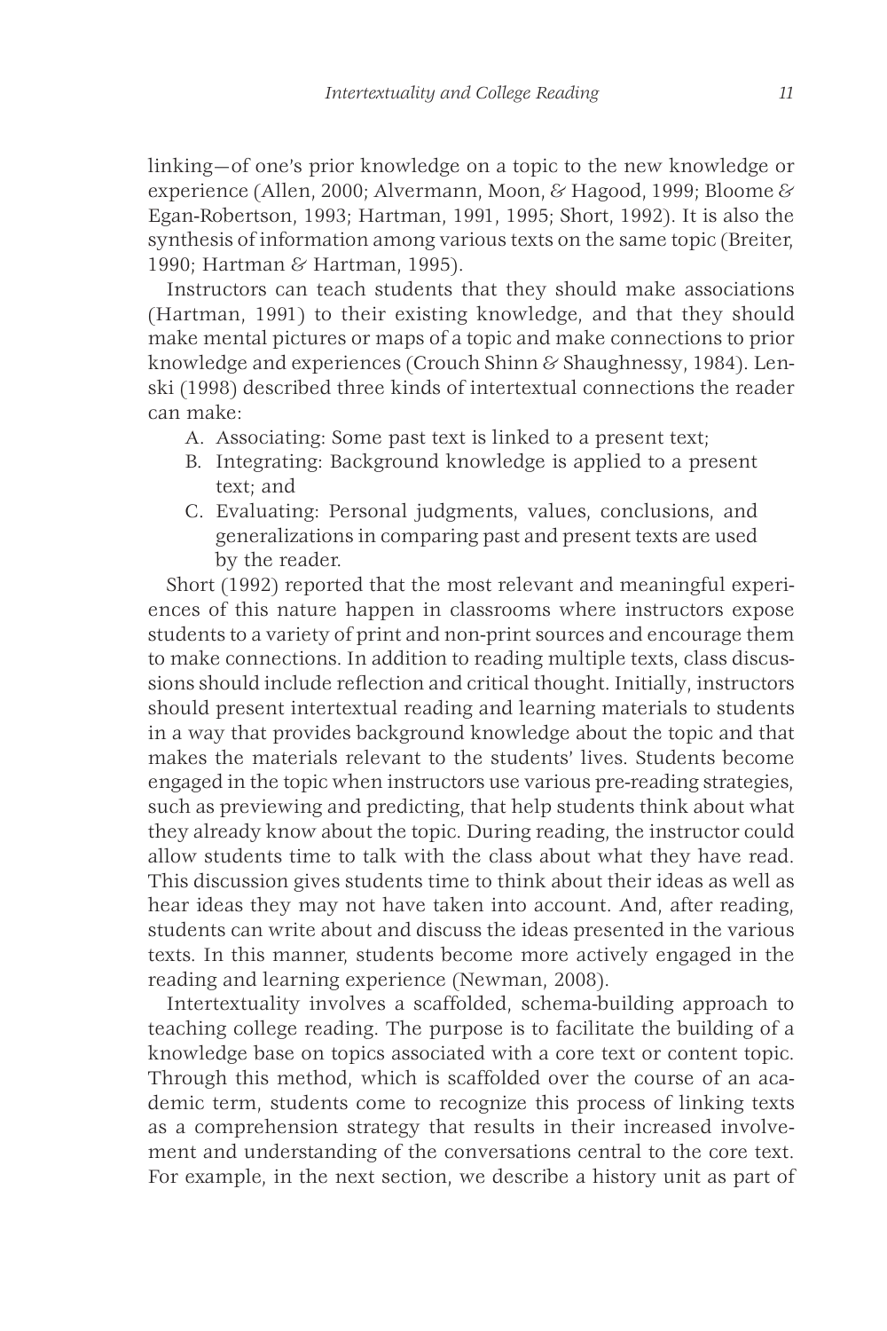linking—of one's prior knowledge on a topic to the new knowledge or experience (Allen, 2000; Alvermann, Moon, & Hagood, 1999; Bloome & Egan-Robertson, 1993; Hartman, 1991, 1995; Short, 1992). It is also the synthesis of information among various texts on the same topic (Breiter, 1990; Hartman & Hartman, 1995).

Instructors can teach students that they should make associations (Hartman, 1991) to their existing knowledge, and that they should make mental pictures or maps of a topic and make connections to prior knowledge and experiences (Crouch Shinn & Shaughnessy, 1984). Lenski (1998) described three kinds of intertextual connections the reader can make:

A. Associating: Some past text is linked to a present text;
B. Integrating: Background knowledge is applied to a present text; and
C. Evaluating: Personal judgments, values, conclusions, and generalizations in comparing past and present texts are used by the reader.

Short (1992) reported that the most relevant and meaningful experiences of this nature happen in classrooms where instructors expose students to a variety of print and non-print sources and encourage them to make connections. In addition to reading multiple texts, class discussions should include reflection and critical thought. Initially, instructors should present intertextual reading and learning materials to students in a way that provides background knowledge about the topic and that makes the materials relevant to the students' lives. Students become engaged in the topic when instructors use various pre-reading strategies, such as previewing and predicting, that help students think about what they already know about the topic. During reading, the instructor could allow students time to talk with the class about what they have read. This discussion gives students time to think about their ideas as well as hear ideas they may not have taken into account. And, after reading, students can write about and discuss the ideas presented in the various texts. In this manner, students become more actively engaged in the reading and learning experience (Newman, 2008).

Intertextuality involves a scaffolded, schema-building approach to teaching college reading. The purpose is to facilitate the building of a knowledge base on topics associated with a core text or content topic. Through this method, which is scaffolded over the course of an academic term, students come to recognize this process of linking texts as a comprehension strategy that results in their increased involvement and understanding of the conversations central to the core text. For example, in the next section, we describe a history unit as part of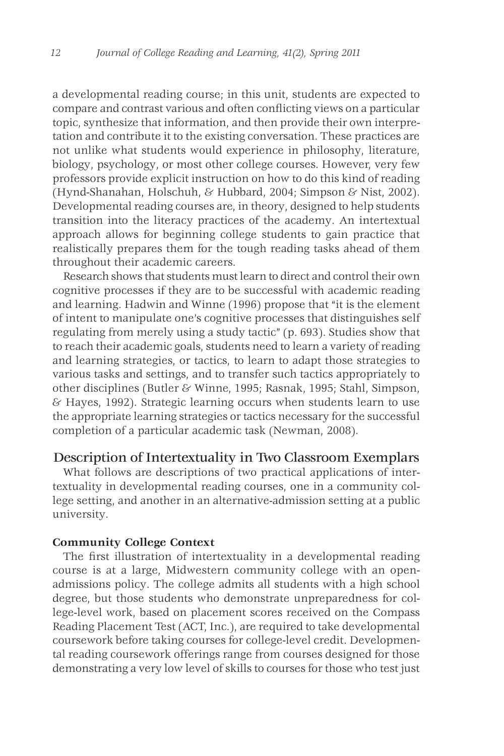a developmental reading course; in this unit, students are expected to compare and contrast various and often conflicting views on a particular topic, synthesize that information, and then provide their own interpretation and contribute it to the existing conversation. These practices are not unlike what students would experience in philosophy, literature, biology, psychology, or most other college courses. However, very few professors provide explicit instruction on how to do this kind of reading (Hynd-Shanahan, Holschuh, & Hubbard, 2004; Simpson & Nist, 2002). Developmental reading courses are, in theory, designed to help students transition into the literacy practices of the academy. An intertextual approach allows for beginning college students to gain practice that realistically prepares them for the tough reading tasks ahead of them throughout their academic careers.

Research shows that students must learn to direct and control their own cognitive processes if they are to be successful with academic reading and learning. Hadwin and Winne (1996) propose that "it is the element of intent to manipulate one's cognitive processes that distinguishes self regulating from merely using a study tactic" (p. 693). Studies show that to reach their academic goals, students need to learn a variety of reading and learning strategies, or tactics, to learn to adapt those strategies to various tasks and settings, and to transfer such tactics appropriately to other disciplines (Butler & Winne, 1995; Rasnak, 1995; Stahl, Simpson, & Hayes, 1992). Strategic learning occurs when students learn to use the appropriate learning strategies or tactics necessary for the successful completion of a particular academic task (Newman, 2008).

## Description of Intertextuality in Two Classroom Exemplars

What follows are descriptions of two practical applications of intertextuality in developmental reading courses, one in a community college setting, and another in an alternative-admission setting at a public university.

### Community College Context

The first illustration of intertextuality in a developmental reading course is at a large, Midwestern community college with an open-admissions policy. The college admits all students with a high school degree, but those students who demonstrate unpreparedness for college-level work, based on placement scores received on the Compass Reading Placement Test (ACT, Inc.), are required to take developmental coursework before taking courses for college-level credit. Developmental reading coursework offerings range from courses designed for those demonstrating a very low level of skills to courses for those who test just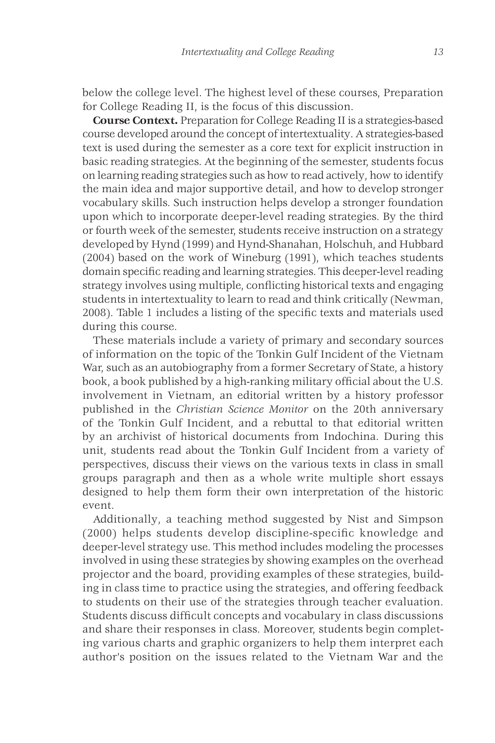below the college level. The highest level of these courses, Preparation for College Reading II, is the focus of this discussion.

**Course Context.** Preparation for College Reading II is a strategies-based course developed around the concept of intertextuality. A strategies-based text is used during the semester as a core text for explicit instruction in basic reading strategies. At the beginning of the semester, students focus on learning reading strategies such as how to read actively, how to identify the main idea and major supportive detail, and how to develop stronger vocabulary skills. Such instruction helps develop a stronger foundation upon which to incorporate deeper-level reading strategies. By the third or fourth week of the semester, students receive instruction on a strategy developed by Hynd (1999) and Hynd-Shanahan, Holschuh, and Hubbard (2004) based on the work of Wineburg (1991), which teaches students domain specific reading and learning strategies. This deeper-level reading strategy involves using multiple, conflicting historical texts and engaging students in intertextuality to learn to read and think critically (Newman, 2008). Table 1 includes a listing of the specific texts and materials used during this course.

These materials include a variety of primary and secondary sources of information on the topic of the Tonkin Gulf Incident of the Vietnam War, such as an autobiography from a former Secretary of State, a history book, a book published by a high-ranking military official about the U.S. involvement in Vietnam, an editorial written by a history professor published in the *Christian Science Monitor* on the 20th anniversary of the Tonkin Gulf Incident, and a rebuttal to that editorial written by an archivist of historical documents from Indochina. During this unit, students read about the Tonkin Gulf Incident from a variety of perspectives, discuss their views on the various texts in class in small groups paragraph and then as a whole write multiple short essays designed to help them form their own interpretation of the historic event.

Additionally, a teaching method suggested by Nist and Simpson (2000) helps students develop discipline-specific knowledge and deeper-level strategy use. This method includes modeling the processes involved in using these strategies by showing examples on the overhead projector and the board, providing examples of these strategies, building in class time to practice using the strategies, and offering feedback to students on their use of the strategies through teacher evaluation. Students discuss difficult concepts and vocabulary in class discussions and share their responses in class. Moreover, students begin completing various charts and graphic organizers to help them interpret each author's position on the issues related to the Vietnam War and the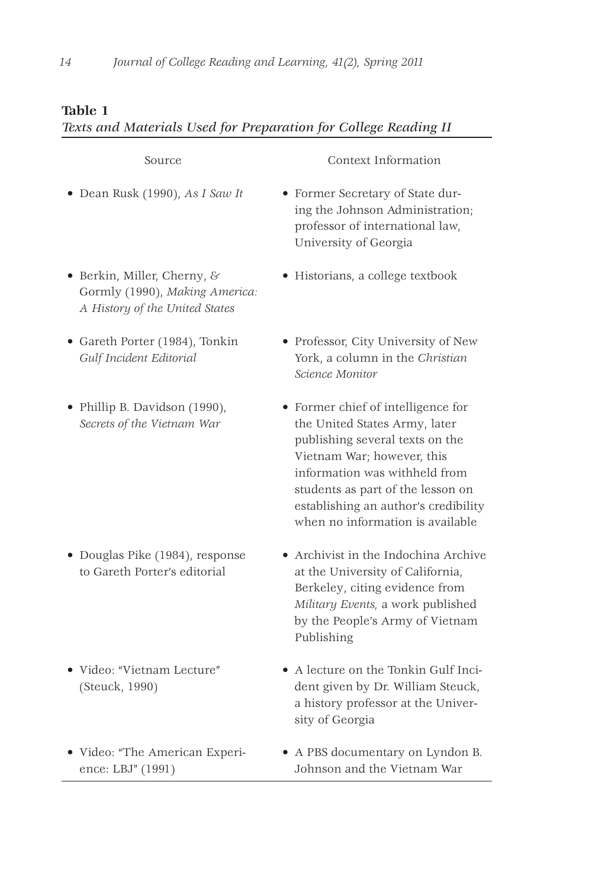**Table 1**
*Texts and Materials Used for Preparation for College Reading II*

| Source | Context Information |
|---|---|
| • Dean Rusk (1990), *As I Saw It* | • Former Secretary of State during the Johnson Administration; professor of international law, University of Georgia |
| • Berkin, Miller, Cherny, & Gormly (1990), *Making America: A History of the United States* | • Historians, a college textbook |
| • Gareth Porter (1984), Tonkin *Gulf Incident Editorial* | • Professor, City University of New York, a column in the *Christian Science Monitor* |
| • Phillip B. Davidson (1990), *Secrets of the Vietnam War* | • Former chief of intelligence for the United States Army, later publishing several texts on the Vietnam War; however, this information was withheld from students as part of the lesson on establishing an author's credibility when no information is available |
| • Douglas Pike (1984), response to Gareth Porter's editorial | • Archivist in the Indochina Archive at the University of California, Berkeley, citing evidence from *Military Events,* a work published by the People's Army of Vietnam Publishing |
| • Video: "Vietnam Lecture" (Steuck, 1990) | • A lecture on the Tonkin Gulf Incident given by Dr. William Steuck, a history professor at the University of Georgia |
| • Video: "The American Experience: LBJ" (1991) | • A PBS documentary on Lyndon B. Johnson and the Vietnam War |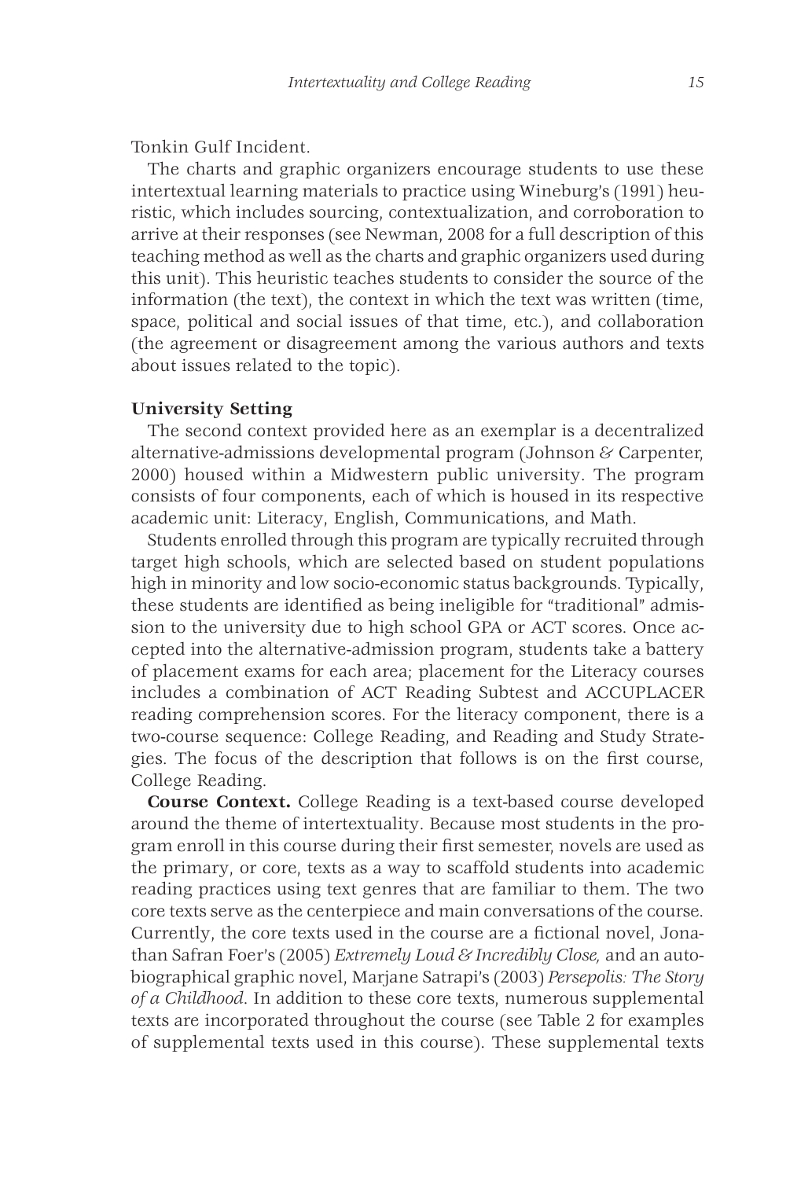Tonkin Gulf Incident.

The charts and graphic organizers encourage students to use these intertextual learning materials to practice using Wineburg's (1991) heuristic, which includes sourcing, contextualization, and corroboration to arrive at their responses (see Newman, 2008 for a full description of this teaching method as well as the charts and graphic organizers used during this unit). This heuristic teaches students to consider the source of the information (the text), the context in which the text was written (time, space, political and social issues of that time, etc.), and collaboration (the agreement or disagreement among the various authors and texts about issues related to the topic).

### University Setting

The second context provided here as an exemplar is a decentralized alternative-admissions developmental program (Johnson & Carpenter, 2000) housed within a Midwestern public university. The program consists of four components, each of which is housed in its respective academic unit: Literacy, English, Communications, and Math.

Students enrolled through this program are typically recruited through target high schools, which are selected based on student populations high in minority and low socio-economic status backgrounds. Typically, these students are identified as being ineligible for "traditional" admission to the university due to high school GPA or ACT scores. Once accepted into the alternative-admission program, students take a battery of placement exams for each area; placement for the Literacy courses includes a combination of ACT Reading Subtest and ACCUPLACER reading comprehension scores. For the literacy component, there is a two-course sequence: College Reading, and Reading and Study Strategies. The focus of the description that follows is on the first course, College Reading.

**Course Context.** College Reading is a text-based course developed around the theme of intertextuality. Because most students in the program enroll in this course during their first semester, novels are used as the primary, or core, texts as a way to scaffold students into academic reading practices using text genres that are familiar to them. The two core texts serve as the centerpiece and main conversations of the course. Currently, the core texts used in the course are a fictional novel, Jonathan Safran Foer's (2005) *Extremely Loud & Incredibly Close,* and an autobiographical graphic novel, Marjane Satrapi's (2003) *Persepolis: The Story of a Childhood*. In addition to these core texts, numerous supplemental texts are incorporated throughout the course (see Table 2 for examples of supplemental texts used in this course). These supplemental texts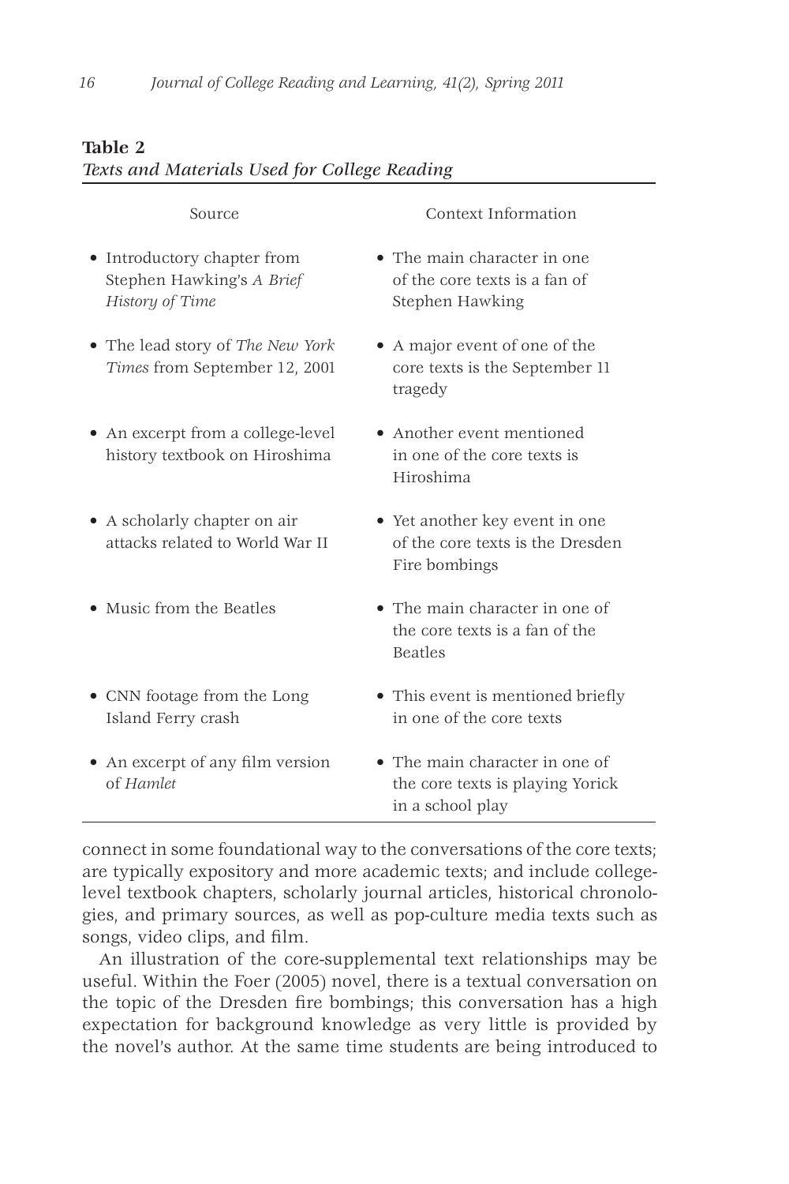**Table 2**
*Texts and Materials Used for College Reading*

| Source | Context Information |
|---|---|
| • Introductory chapter from Stephen Hawking's *A Brief History of Time* | • The main character in one of the core texts is a fan of Stephen Hawking |
| • The lead story of *The New York Times* from September 12, 2001 | • A major event of one of the core texts is the September 11 tragedy |
| • An excerpt from a college-level history textbook on Hiroshima | • Another event mentioned in one of the core texts is Hiroshima |
| • A scholarly chapter on air attacks related to World War II | • Yet another key event in one of the core texts is the Dresden Fire bombings |
| • Music from the Beatles | • The main character in one of the core texts is a fan of the Beatles |
| • CNN footage from the Long Island Ferry crash | • This event is mentioned briefly in one of the core texts |
| • An excerpt of any film version of *Hamlet* | • The main character in one of the core texts is playing Yorick in a school play |

connect in some foundational way to the conversations of the core texts; are typically expository and more academic texts; and include college-level textbook chapters, scholarly journal articles, historical chronologies, and primary sources, as well as pop-culture media texts such as songs, video clips, and film.

An illustration of the core-supplemental text relationships may be useful. Within the Foer (2005) novel, there is a textual conversation on the topic of the Dresden fire bombings; this conversation has a high expectation for background knowledge as very little is provided by the novel's author. At the same time students are being introduced to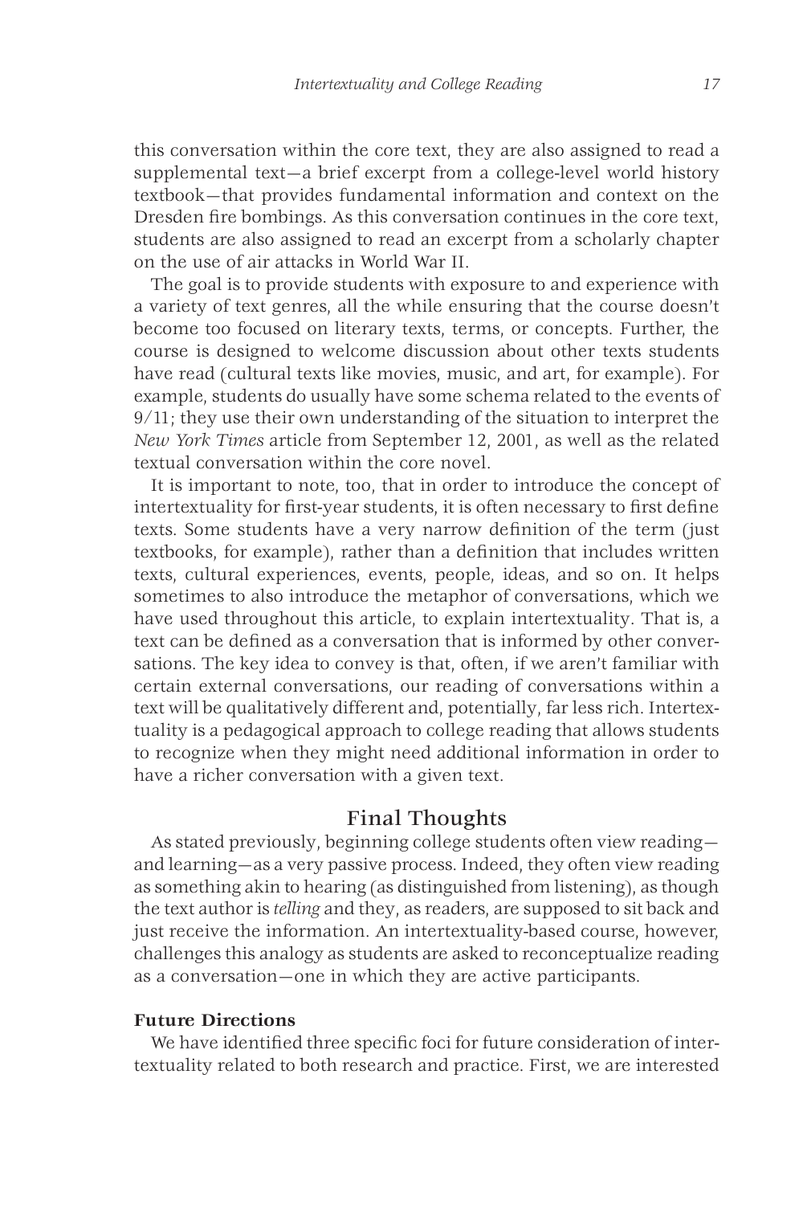this conversation within the core text, they are also assigned to read a supplemental text—a brief excerpt from a college-level world history textbook—that provides fundamental information and context on the Dresden fire bombings. As this conversation continues in the core text, students are also assigned to read an excerpt from a scholarly chapter on the use of air attacks in World War II.

The goal is to provide students with exposure to and experience with a variety of text genres, all the while ensuring that the course doesn't become too focused on literary texts, terms, or concepts. Further, the course is designed to welcome discussion about other texts students have read (cultural texts like movies, music, and art, for example). For example, students do usually have some schema related to the events of 9/11; they use their own understanding of the situation to interpret the *New York Times* article from September 12, 2001, as well as the related textual conversation within the core novel.

It is important to note, too, that in order to introduce the concept of intertextuality for first-year students, it is often necessary to first define texts. Some students have a very narrow definition of the term (just textbooks, for example), rather than a definition that includes written texts, cultural experiences, events, people, ideas, and so on. It helps sometimes to also introduce the metaphor of conversations, which we have used throughout this article, to explain intertextuality. That is, a text can be defined as a conversation that is informed by other conversations. The key idea to convey is that, often, if we aren't familiar with certain external conversations, our reading of conversations within a text will be qualitatively different and, potentially, far less rich. Intertextuality is a pedagogical approach to college reading that allows students to recognize when they might need additional information in order to have a richer conversation with a given text.

## Final Thoughts

As stated previously, beginning college students often view reading—and learning—as a very passive process. Indeed, they often view reading as something akin to hearing (as distinguished from listening), as though the text author is *telling* and they, as readers, are supposed to sit back and just receive the information. An intertextuality-based course, however, challenges this analogy as students are asked to reconceptualize reading as a conversation—one in which they are active participants.

### Future Directions

We have identified three specific foci for future consideration of intertextuality related to both research and practice. First, we are interested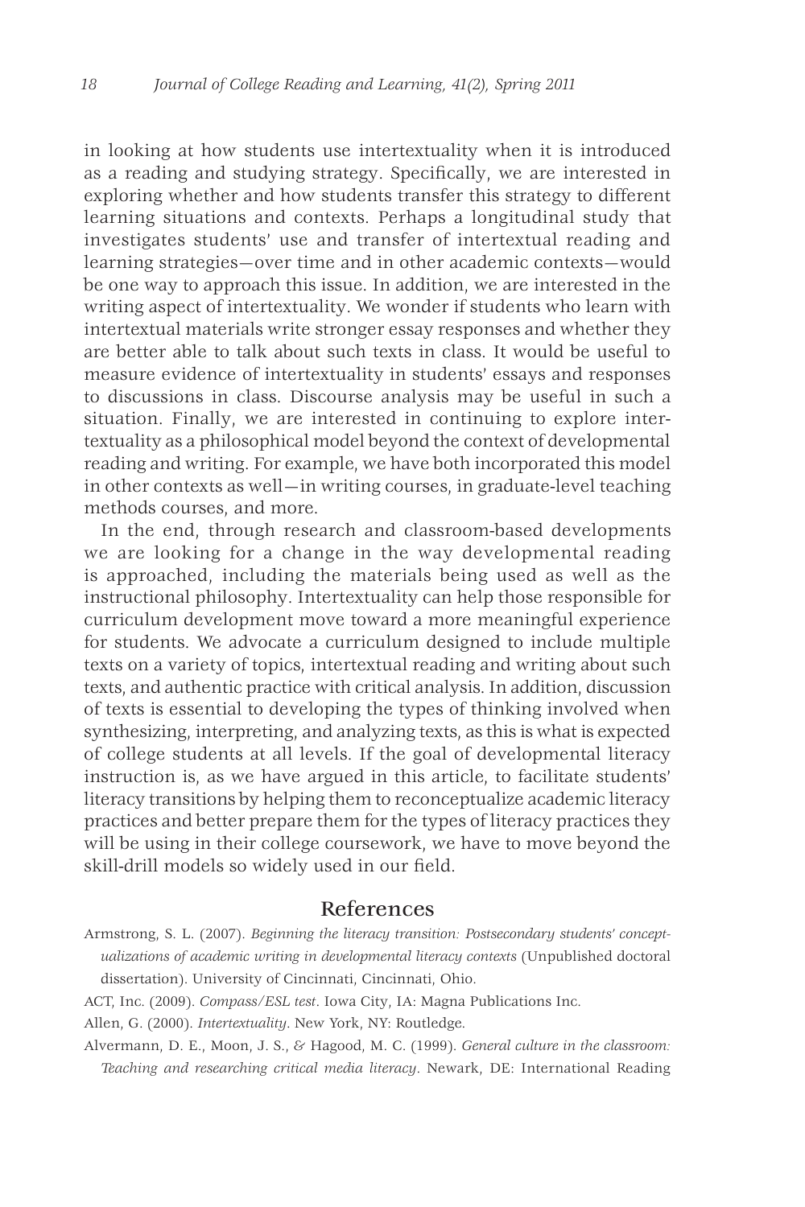in looking at how students use intertextuality when it is introduced as a reading and studying strategy. Specifically, we are interested in exploring whether and how students transfer this strategy to different learning situations and contexts. Perhaps a longitudinal study that investigates students' use and transfer of intertextual reading and learning strategies—over time and in other academic contexts—would be one way to approach this issue. In addition, we are interested in the writing aspect of intertextuality. We wonder if students who learn with intertextual materials write stronger essay responses and whether they are better able to talk about such texts in class. It would be useful to measure evidence of intertextuality in students' essays and responses to discussions in class. Discourse analysis may be useful in such a situation. Finally, we are interested in continuing to explore intertextuality as a philosophical model beyond the context of developmental reading and writing. For example, we have both incorporated this model in other contexts as well—in writing courses, in graduate-level teaching methods courses, and more.

In the end, through research and classroom-based developments we are looking for a change in the way developmental reading is approached, including the materials being used as well as the instructional philosophy. Intertextuality can help those responsible for curriculum development move toward a more meaningful experience for students. We advocate a curriculum designed to include multiple texts on a variety of topics, intertextual reading and writing about such texts, and authentic practice with critical analysis. In addition, discussion of texts is essential to developing the types of thinking involved when synthesizing, interpreting, and analyzing texts, as this is what is expected of college students at all levels. If the goal of developmental literacy instruction is, as we have argued in this article, to facilitate students' literacy transitions by helping them to reconceptualize academic literacy practices and better prepare them for the types of literacy practices they will be using in their college coursework, we have to move beyond the skill-drill models so widely used in our field.

## References

Armstrong, S. L. (2007). *Beginning the literacy transition: Postsecondary students' conceptualizations of academic writing in developmental literacy contexts* (Unpublished doctoral dissertation). University of Cincinnati, Cincinnati, Ohio.

ACT, Inc. (2009). *Compass/ESL test*. Iowa City, IA: Magna Publications Inc.

Allen, G. (2000). *Intertextuality*. New York, NY: Routledge.

Alvermann, D. E., Moon, J. S., & Hagood, M. C. (1999). *General culture in the classroom: Teaching and researching critical media literacy*. Newark, DE: International Reading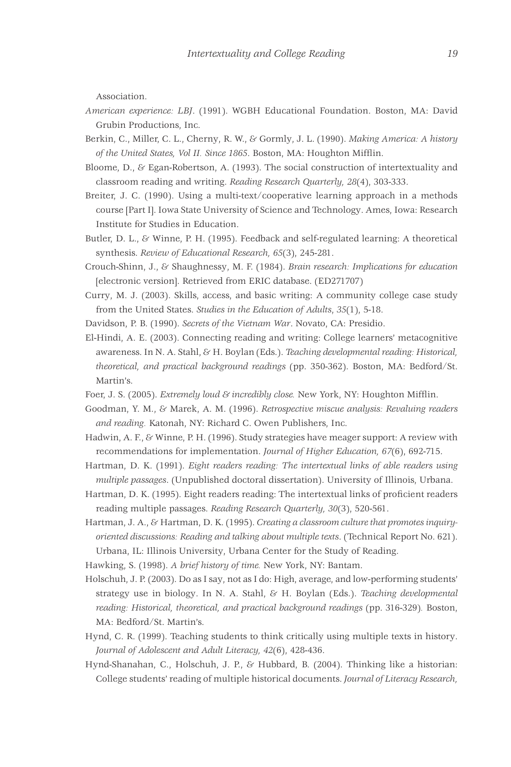Association.

*American experience: LBJ*. (1991). WGBH Educational Foundation. Boston, MA: David Grubin Productions, Inc.

Berkin, C., Miller, C. L., Cherny, R. W., & Gormly, J. L. (1990). *Making America: A history of the United States, Vol II. Since 1865*. Boston, MA: Houghton Mifflin.

Bloome, D., & Egan-Robertson, A. (1993). The social construction of intertextuality and classroom reading and writing. *Reading Research Quarterly, 28*(4), 303-333.

Breiter, J. C. (1990). Using a multi-text/cooperative learning approach in a methods course [Part I]. Iowa State University of Science and Technology. Ames, Iowa: Research Institute for Studies in Education.

Butler, D. L., & Winne, P. H. (1995). Feedback and self-regulated learning: A theoretical synthesis. *Review of Educational Research, 65*(3), 245-281.

Crouch-Shinn, J., & Shaughnessy, M. F. (1984). *Brain research: Implications for education* [electronic version]. Retrieved from ERIC database. (ED271707)

Curry, M. J. (2003). Skills, access, and basic writing: A community college case study from the United States. *Studies in the Education of Adults*, *35*(1), 5-18.

Davidson, P. B. (1990). *Secrets of the Vietnam War*. Novato, CA: Presidio.

El-Hindi, A. E. (2003). Connecting reading and writing: College learners' metacognitive awareness. In N. A. Stahl, & H. Boylan (Eds.). *Teaching developmental reading: Historical, theoretical, and practical background readings* (pp. 350-362). Boston, MA: Bedford/St. Martin's.

Foer, J. S. (2005). *Extremely loud & incredibly close.* New York, NY: Houghton Mifflin.

Goodman, Y. M., & Marek, A. M. (1996). *Retrospective miscue analysis: Revaluing readers and reading.* Katonah, NY: Richard C. Owen Publishers, Inc.

Hadwin, A. F., & Winne, P. H. (1996). Study strategies have meager support: A review with recommendations for implementation. *Journal of Higher Education, 67*(6), 692-715.

Hartman, D. K. (1991). *Eight readers reading: The intertextual links of able readers using multiple passages*. (Unpublished doctoral dissertation). University of Illinois, Urbana.

Hartman, D. K. (1995). Eight readers reading: The intertextual links of proficient readers reading multiple passages. *Reading Research Quarterly, 30*(3), 520-561.

Hartman, J. A., & Hartman, D. K. (1995). *Creating a classroom culture that promotes inquiry-oriented discussions: Reading and talking about multiple texts*. (Technical Report No. 621). Urbana, IL: Illinois University, Urbana Center for the Study of Reading.

Hawking, S. (1998). *A brief history of time.* New York, NY: Bantam.

Holschuh, J. P. (2003). Do as I say, not as I do: High, average, and low-performing students' strategy use in biology. In N. A. Stahl, & H. Boylan (Eds.). *Teaching developmental reading: Historical, theoretical, and practical background readings* (pp. 316-329)*.* Boston, MA: Bedford/St. Martin's.

Hynd, C. R. (1999). Teaching students to think critically using multiple texts in history. *Journal of Adolescent and Adult Literacy, 42*(6), 428-436.

Hynd-Shanahan, C., Holschuh, J. P., & Hubbard, B. (2004). Thinking like a historian: College students' reading of multiple historical documents. *Journal of Literacy Research,*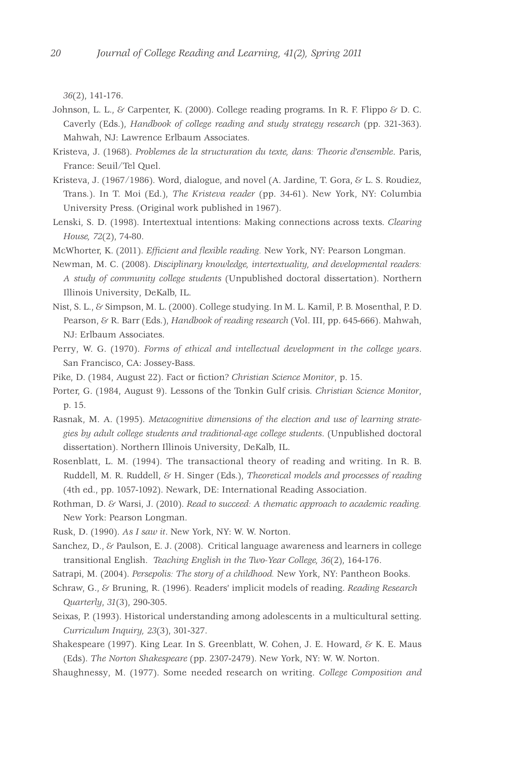*36*(2), 141-176.

Johnson, L. L., & Carpenter, K. (2000). College reading programs. In R. F. Flippo & D. C. Caverly (Eds.), *Handbook of college reading and study strategy research* (pp. 321-363). Mahwah, NJ: Lawrence Erlbaum Associates.

Kristeva, J. (1968). *Problemes de la structuration du texte, dans: Theorie d'ensemble*. Paris, France: Seuil/Tel Quel.

Kristeva, J. (1967/1986). Word, dialogue, and novel (A. Jardine, T. Gora, & L. S. Roudiez, Trans.). In T. Moi (Ed.), *The Kristeva reader* (pp. 34-61). New York, NY: Columbia University Press. (Original work published in 1967).

Lenski, S. D. (1998). Intertextual intentions: Making connections across texts. *Clearing House, 72*(2), 74-80.

McWhorter, K. (2011). *Efficient and flexible reading.* New York, NY: Pearson Longman.

Newman, M. C. (2008). *Disciplinary knowledge, intertextuality, and developmental readers: A study of community college students* (Unpublished doctoral dissertation). Northern Illinois University, DeKalb, IL.

Nist, S. L., & Simpson, M. L. (2000). College studying. In M. L. Kamil, P. B. Mosenthal, P. D. Pearson, & R. Barr (Eds.), *Handbook of reading research* (Vol. III, pp. 645-666). Mahwah, NJ: Erlbaum Associates.

Perry, W. G. (1970). *Forms of ethical and intellectual development in the college years*. San Francisco, CA: Jossey-Bass.

Pike, D. (1984, August 22). Fact or fiction? *Christian Science Monitor*, p. 15.

Porter, G. (1984, August 9). Lessons of the Tonkin Gulf crisis. *Christian Science Monitor*, p. 15.

Rasnak, M. A. (1995). *Metacognitive dimensions of the election and use of learning strategies by adult college students and traditional-age college students*. (Unpublished doctoral dissertation). Northern Illinois University, DeKalb, IL.

Rosenblatt, L. M. (1994). The transactional theory of reading and writing. In R. B. Ruddell, M. R. Ruddell, & H. Singer (Eds.), *Theoretical models and processes of reading* (4th ed., pp. 1057-1092). Newark, DE: International Reading Association.

Rothman, D. & Warsi, J. (2010). *Read to succeed: A thematic approach to academic reading.* New York: Pearson Longman.

Rusk, D. (1990). *As I saw it*. New York, NY: W. W. Norton.

Sanchez, D., & Paulson, E. J. (2008). Critical language awareness and learners in college transitional English. *Teaching English in the Two-Year College, 36*(2), 164-176.

Satrapi, M. (2004). *Persepolis: The story of a childhood.* New York, NY: Pantheon Books.

Schraw, G., & Bruning, R. (1996). Readers' implicit models of reading. *Reading Research Quarterly*, *31*(3), 290-305.

Seixas, P. (1993). Historical understanding among adolescents in a multicultural setting. *Curriculum Inquiry, 23*(3), 301-327.

Shakespeare (1997). King Lear. In S. Greenblatt, W. Cohen, J. E. Howard, & K. E. Maus (Eds). *The Norton Shakespeare* (pp. 2307-2479). New York, NY: W. W. Norton.

Shaughnessy, M. (1977). Some needed research on writing. *College Composition and*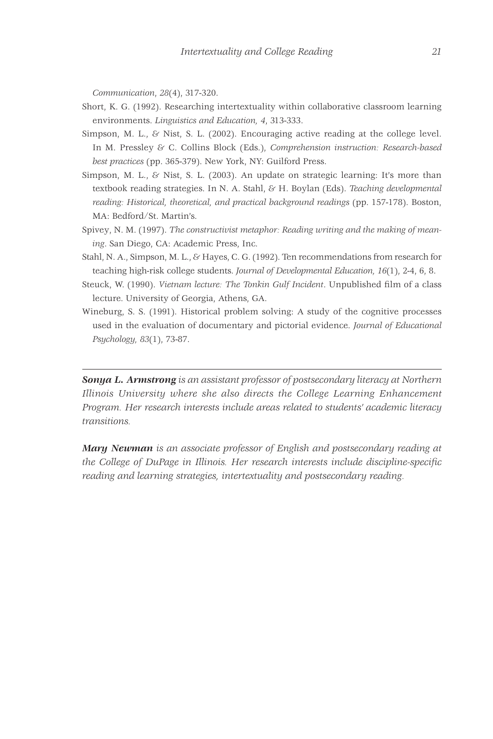*Communication*, *28*(4), 317-320.

Short, K. G. (1992). Researching intertextuality within collaborative classroom learning environments. *Linguistics and Education, 4*, 313-333.

Simpson, M. L., & Nist, S. L. (2002). Encouraging active reading at the college level. In M. Pressley & C. Collins Block (Eds.), *Comprehension instruction: Research-based best practices* (pp. 365-379). New York, NY: Guilford Press.

Simpson, M. L., & Nist, S. L. (2003). An update on strategic learning: It's more than textbook reading strategies. In N. A. Stahl, & H. Boylan (Eds). *Teaching developmental reading: Historical, theoretical, and practical background readings* (pp. 157-178). Boston, MA: Bedford/St. Martin's.

Spivey, N. M. (1997). *The constructivist metaphor: Reading writing and the making of meaning*. San Diego, CA: Academic Press, Inc.

Stahl, N. A., Simpson, M. L., & Hayes, C. G. (1992). Ten recommendations from research for teaching high-risk college students. *Journal of Developmental Education, 16*(1), 2-4, 6, 8.

Steuck, W. (1990). *Vietnam lecture: The Tonkin Gulf Incident*. Unpublished film of a class lecture. University of Georgia, Athens, GA.

Wineburg, S. S. (1991). Historical problem solving: A study of the cognitive processes used in the evaluation of documentary and pictorial evidence. *Journal of Educational Psychology, 83*(1), 73-87.

---

***Sonya L. Armstrong*** *is an assistant professor of postsecondary literacy at Northern Illinois University where she also directs the College Learning Enhancement Program. Her research interests include areas related to students' academic literacy transitions.*

***Mary Newman*** *is an associate professor of English and postsecondary reading at the College of DuPage in Illinois. Her research interests include discipline-specific reading and learning strategies, intertextuality and postsecondary reading.*